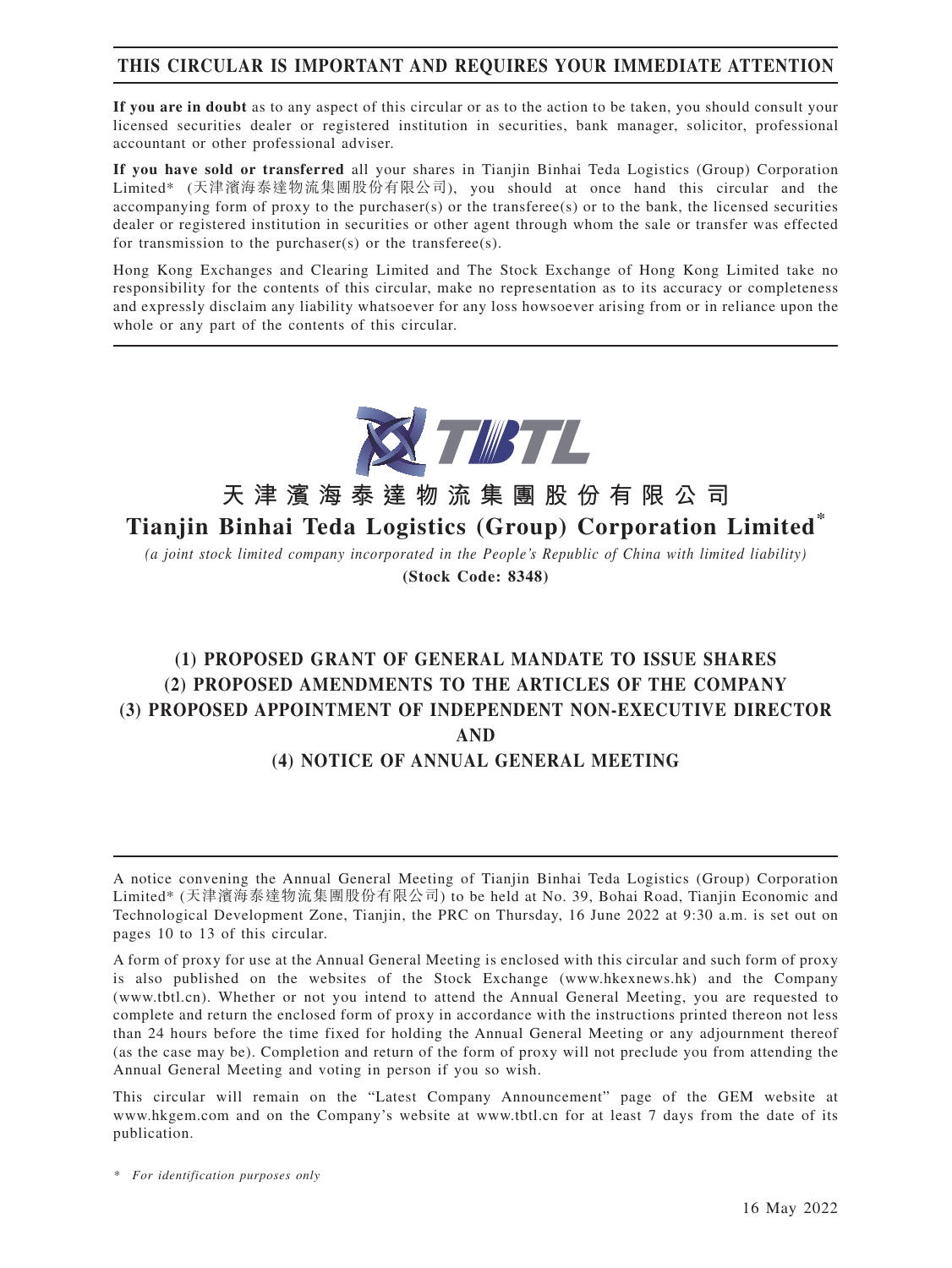**THIS CIRCULAR IS IMPORTANT AND REQUIRES YOUR IMMEDIATE ATTENTION**

**If you are in doubt** as to any aspect of this circular or as to the action to be taken, you should consult your licensed securities dealer or registered institution in securities, bank manager, solicitor, professional accountant or other professional adviser.

**If you have sold or transferred** all your shares in Tianjin Binhai Teda Logistics (Group) Corporation Limited* (天津濱海泰達物流集團股份有限公司), you should at once hand this circular and the accompanying form of proxy to the purchaser(s) or the transferee(s) or to the bank, the licensed securities dealer or registered institution in securities or other agent through whom the sale or transfer was effected for transmission to the purchaser(s) or the transferee(s).

Hong Kong Exchanges and Clearing Limited and The Stock Exchange of Hong Kong Limited take no responsibility for the contents of this circular, make no representation as to its accuracy or completeness and expressly disclaim any liability whatsoever for any loss howsoever arising from or in reliance upon the whole or any part of the contents of this circular.

TBTL

# 天津濱海泰達物流集團股份有限公司
# Tianjin Binhai Teda Logistics (Group) Corporation Limited*

*(a joint stock limited company incorporated in the People's Republic of China with limited liability)*

**(Stock Code: 8348)**

## (1) PROPOSED GRANT OF GENERAL MANDATE TO ISSUE SHARES
## (2) PROPOSED AMENDMENTS TO THE ARTICLES OF THE COMPANY
## (3) PROPOSED APPOINTMENT OF INDEPENDENT NON-EXECUTIVE DIRECTOR
## AND
## (4) NOTICE OF ANNUAL GENERAL MEETING

A notice convening the Annual General Meeting of Tianjin Binhai Teda Logistics (Group) Corporation Limited* (天津濱海泰達物流集團股份有限公司) to be held at No. 39, Bohai Road, Tianjin Economic and Technological Development Zone, Tianjin, the PRC on Thursday, 16 June 2022 at 9:30 a.m. is set out on pages 10 to 13 of this circular.

A form of proxy for use at the Annual General Meeting is enclosed with this circular and such form of proxy is also published on the websites of the Stock Exchange (www.hkexnews.hk) and the Company (www.tbtl.cn). Whether or not you intend to attend the Annual General Meeting, you are requested to complete and return the enclosed form of proxy in accordance with the instructions printed thereon not less than 24 hours before the time fixed for holding the Annual General Meeting or any adjournment thereof (as the case may be). Completion and return of the form of proxy will not preclude you from attending the Annual General Meeting and voting in person if you so wish.

This circular will remain on the "Latest Company Announcement" page of the GEM website at www.hkgem.com and on the Company's website at www.tbtl.cn for at least 7 days from the date of its publication.

\* *For identification purposes only*

16 May 2022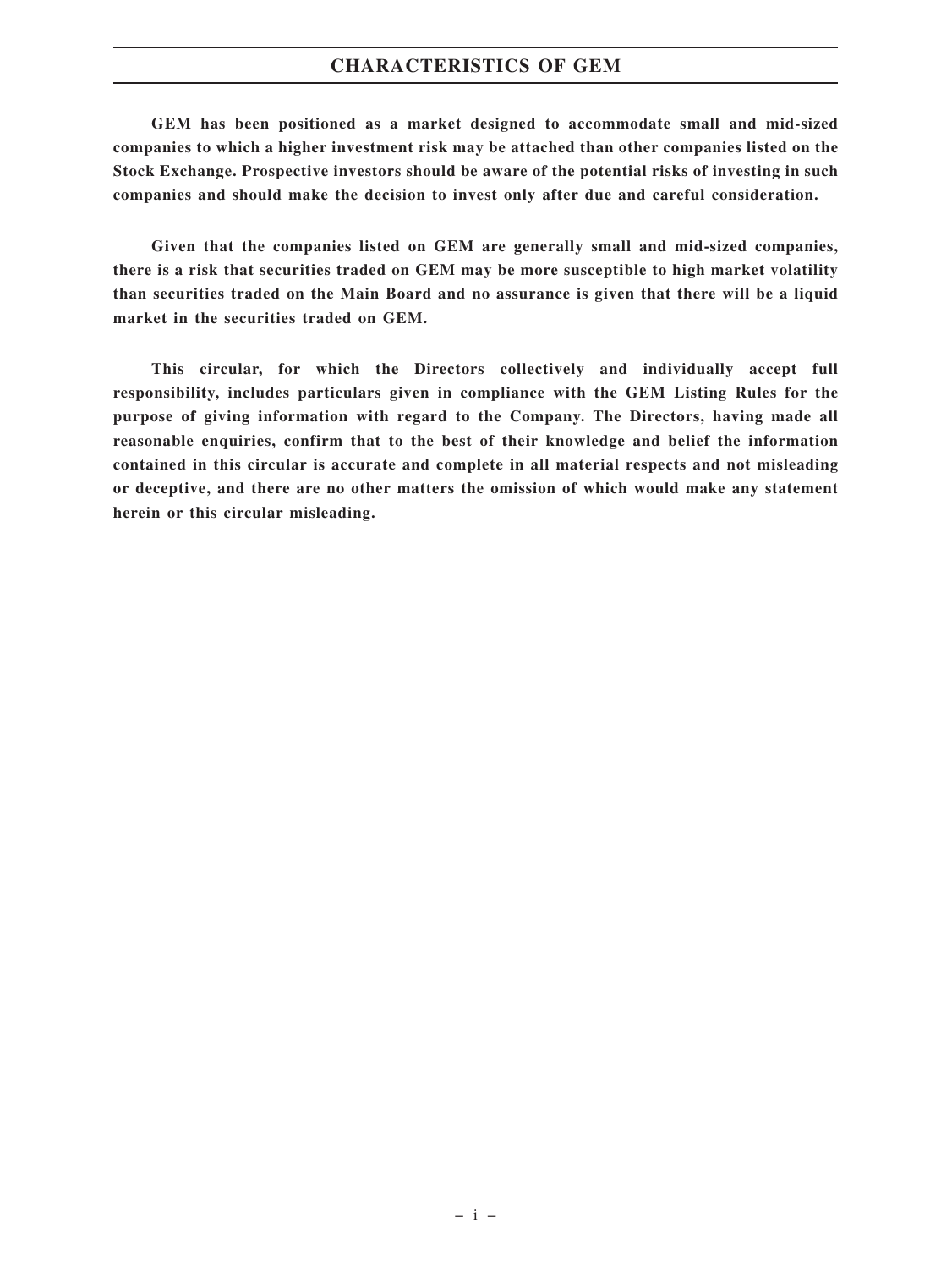## CHARACTERISTICS OF GEM

**GEM has been positioned as a market designed to accommodate small and mid-sized companies to which a higher investment risk may be attached than other companies listed on the Stock Exchange. Prospective investors should be aware of the potential risks of investing in such companies and should make the decision to invest only after due and careful consideration.**

**Given that the companies listed on GEM are generally small and mid-sized companies, there is a risk that securities traded on GEM may be more susceptible to high market volatility than securities traded on the Main Board and no assurance is given that there will be a liquid market in the securities traded on GEM.**

**This circular, for which the Directors collectively and individually accept full responsibility, includes particulars given in compliance with the GEM Listing Rules for the purpose of giving information with regard to the Company. The Directors, having made all reasonable enquiries, confirm that to the best of their knowledge and belief the information contained in this circular is accurate and complete in all material respects and not misleading or deceptive, and there are no other matters the omission of which would make any statement herein or this circular misleading.**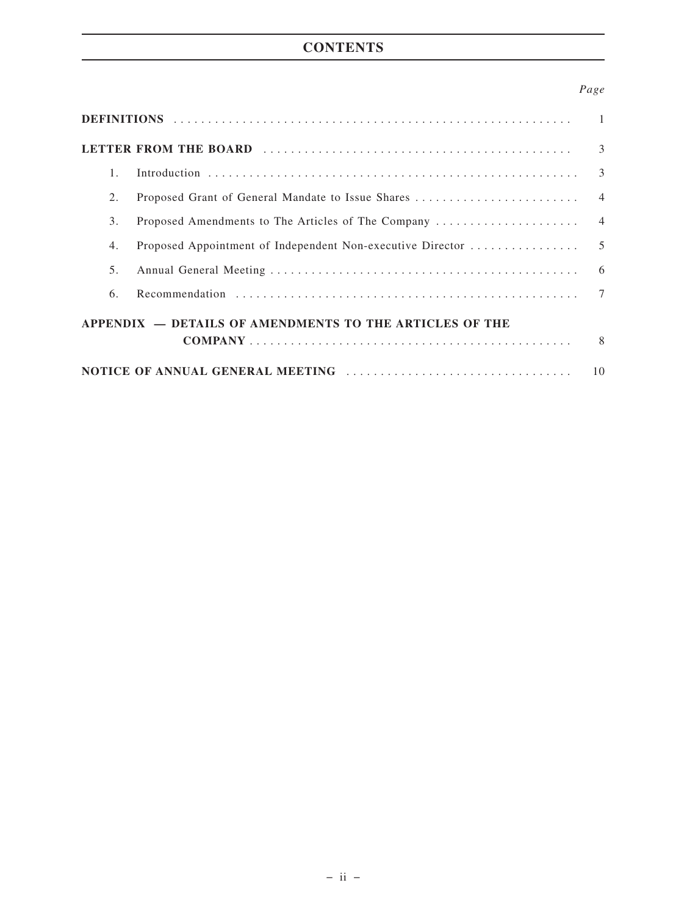# CONTENTS

| | *Page* |
|---|---|
| **DEFINITIONS** | 1 |
| **LETTER FROM THE BOARD** | 3 |
| 1. Introduction | 3 |
| 2. Proposed Grant of General Mandate to Issue Shares | 4 |
| 3. Proposed Amendments to The Articles of The Company | 4 |
| 4. Proposed Appointment of Independent Non-executive Director | 5 |
| 5. Annual General Meeting | 6 |
| 6. Recommendation | 7 |
| **APPENDIX — DETAILS OF AMENDMENTS TO THE ARTICLES OF THE COMPANY** | 8 |
| **NOTICE OF ANNUAL GENERAL MEETING** | 10 |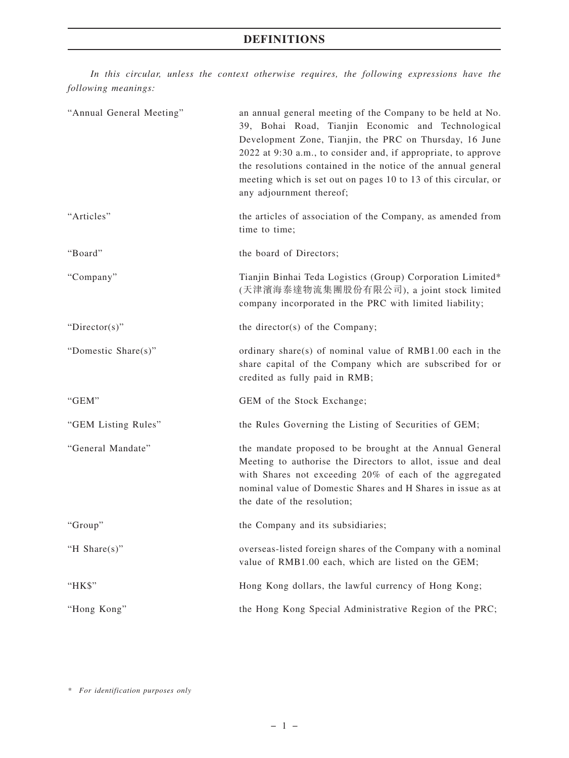# DEFINITIONS

*In this circular, unless the context otherwise requires, the following expressions have the following meanings:*

| | |
|---|---|
| "Annual General Meeting" | an annual general meeting of the Company to be held at No. 39, Bohai Road, Tianjin Economic and Technological Development Zone, Tianjin, the PRC on Thursday, 16 June 2022 at 9:30 a.m., to consider and, if appropriate, to approve the resolutions contained in the notice of the annual general meeting which is set out on pages 10 to 13 of this circular, or any adjournment thereof; |
| "Articles" | the articles of association of the Company, as amended from time to time; |
| "Board" | the board of Directors; |
| "Company" | Tianjin Binhai Teda Logistics (Group) Corporation Limited* (天津濱海泰達物流集團股份有限公司), a joint stock limited company incorporated in the PRC with limited liability; |
| "Director(s)" | the director(s) of the Company; |
| "Domestic Share(s)" | ordinary share(s) of nominal value of RMB1.00 each in the share capital of the Company which are subscribed for or credited as fully paid in RMB; |
| "GEM" | GEM of the Stock Exchange; |
| "GEM Listing Rules" | the Rules Governing the Listing of Securities of GEM; |
| "General Mandate" | the mandate proposed to be brought at the Annual General Meeting to authorise the Directors to allot, issue and deal with Shares not exceeding 20% of each of the aggregated nominal value of Domestic Shares and H Shares in issue as at the date of the resolution; |
| "Group" | the Company and its subsidiaries; |
| "H Share(s)" | overseas-listed foreign shares of the Company with a nominal value of RMB1.00 each, which are listed on the GEM; |
| "HK$" | Hong Kong dollars, the lawful currency of Hong Kong; |
| "Hong Kong" | the Hong Kong Special Administrative Region of the PRC; |

\* *For identification purposes only*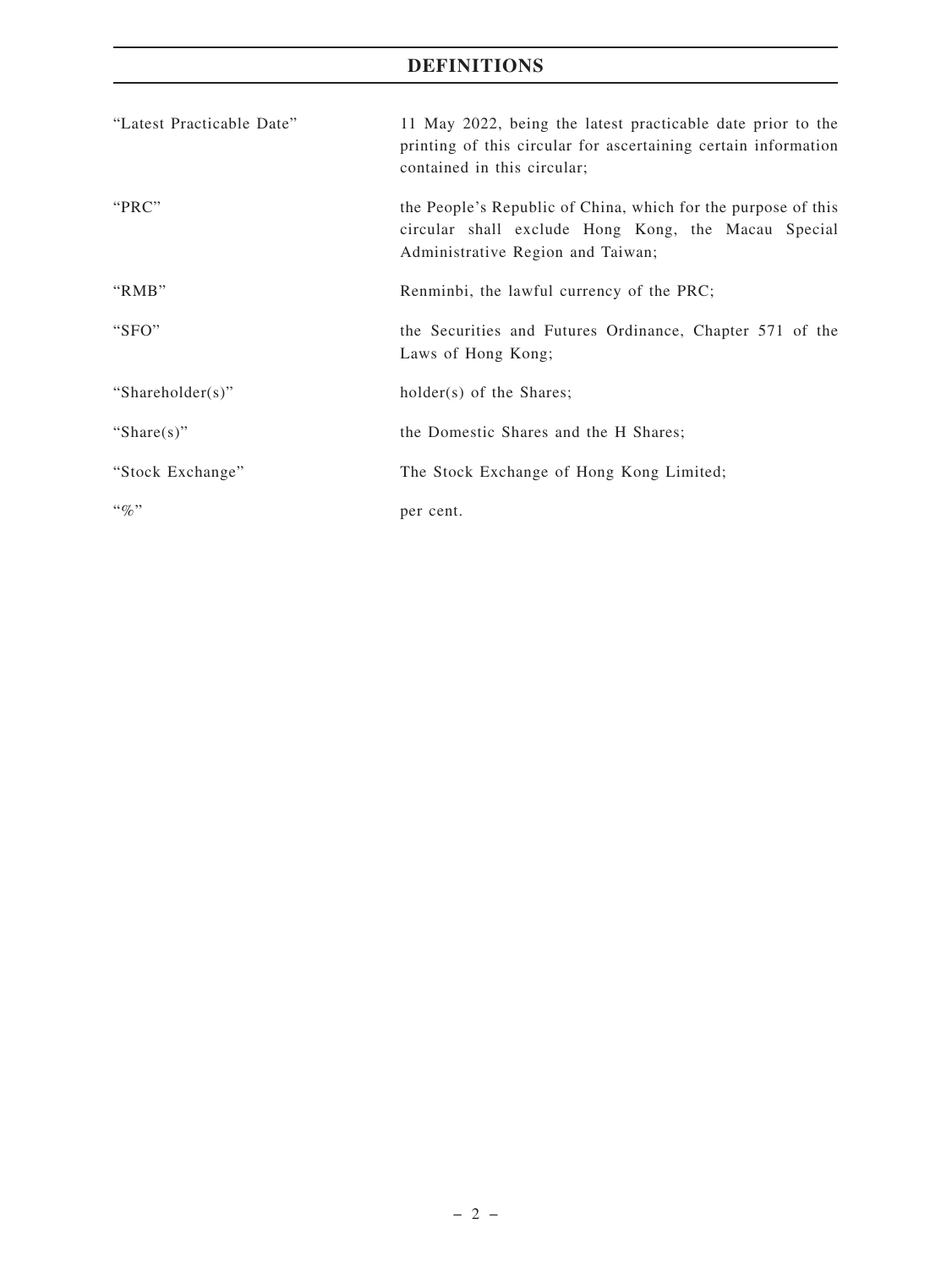# DEFINITIONS

| | |
|---|---|
| "Latest Practicable Date" | 11 May 2022, being the latest practicable date prior to the printing of this circular for ascertaining certain information contained in this circular; |
| "PRC" | the People's Republic of China, which for the purpose of this circular shall exclude Hong Kong, the Macau Special Administrative Region and Taiwan; |
| "RMB" | Renminbi, the lawful currency of the PRC; |
| "SFO" | the Securities and Futures Ordinance, Chapter 571 of the Laws of Hong Kong; |
| "Shareholder(s)" | holder(s) of the Shares; |
| "Share(s)" | the Domestic Shares and the H Shares; |
| "Stock Exchange" | The Stock Exchange of Hong Kong Limited; |
| "%" | per cent. |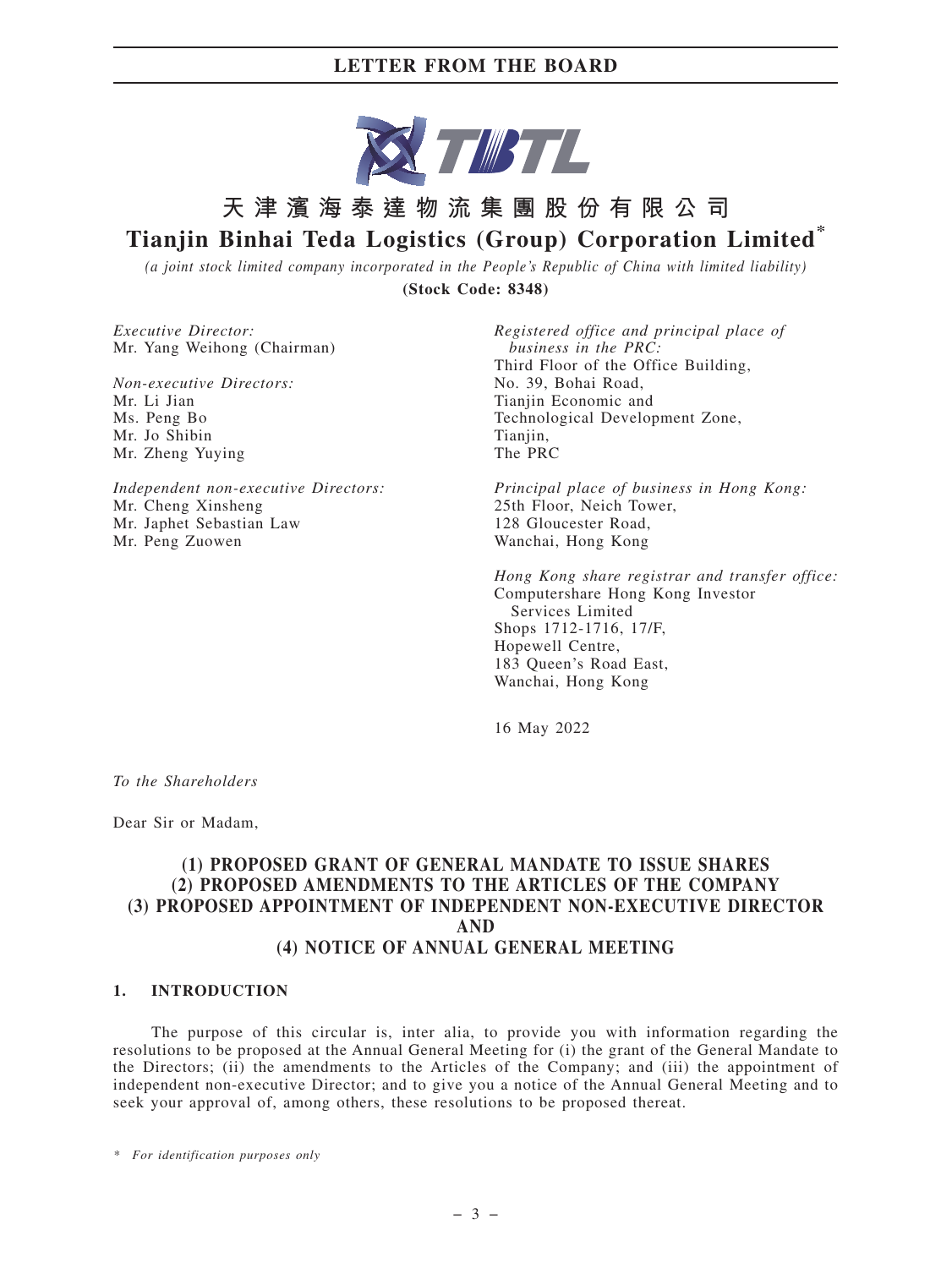# 天津濱海泰達物流集團股份有限公司

# Tianjin Binhai Teda Logistics (Group) Corporation Limited*

*(a joint stock limited company incorporated in the People's Republic of China with limited liability)*

**(Stock Code: 8348)**

*Executive Director:*
Mr. Yang Weihong (Chairman)

*Non-executive Directors:*
Mr. Li Jian
Ms. Peng Bo
Mr. Jo Shibin
Mr. Zheng Yuying

*Independent non-executive Directors:*
Mr. Cheng Xinsheng
Mr. Japhet Sebastian Law
Mr. Peng Zuowen

*Registered office and principal place of business in the PRC:*
Third Floor of the Office Building,
No. 39, Bohai Road,
Tianjin Economic and
Technological Development Zone,
Tianjin,
The PRC

*Principal place of business in Hong Kong:*
25th Floor, Neich Tower,
128 Gloucester Road,
Wanchai, Hong Kong

*Hong Kong share registrar and transfer office:*
Computershare Hong Kong Investor Services Limited
Shops 1712-1716, 17/F,
Hopewell Centre,
183 Queen's Road East,
Wanchai, Hong Kong

16 May 2022

*To the Shareholders*

Dear Sir or Madam,

## (1) PROPOSED GRANT OF GENERAL MANDATE TO ISSUE SHARES (2) PROPOSED AMENDMENTS TO THE ARTICLES OF THE COMPANY (3) PROPOSED APPOINTMENT OF INDEPENDENT NON-EXECUTIVE DIRECTOR AND (4) NOTICE OF ANNUAL GENERAL MEETING

### 1. INTRODUCTION

The purpose of this circular is, inter alia, to provide you with information regarding the resolutions to be proposed at the Annual General Meeting for (i) the grant of the General Mandate to the Directors; (ii) the amendments to the Articles of the Company; and (iii) the appointment of independent non-executive Director; and to give you a notice of the Annual General Meeting and to seek your approval of, among others, these resolutions to be proposed thereat.

\* *For identification purposes only*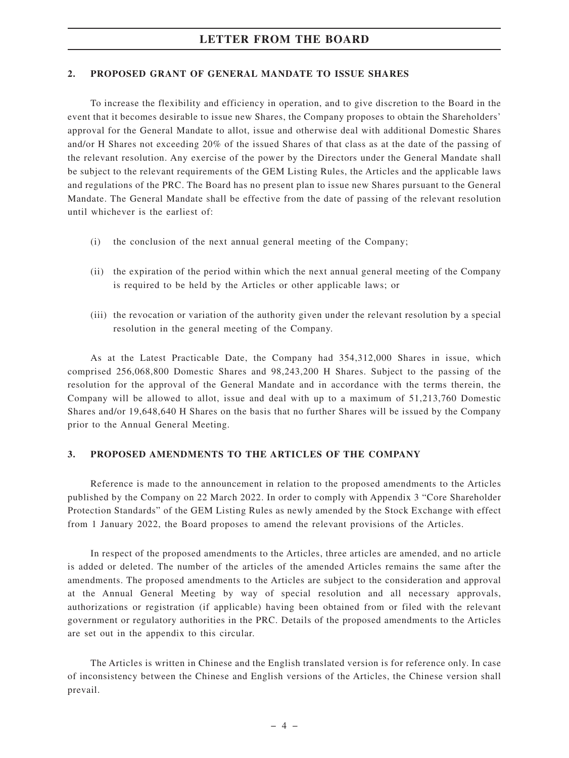## 2. PROPOSED GRANT OF GENERAL MANDATE TO ISSUE SHARES

To increase the flexibility and efficiency in operation, and to give discretion to the Board in the event that it becomes desirable to issue new Shares, the Company proposes to obtain the Shareholders' approval for the General Mandate to allot, issue and otherwise deal with additional Domestic Shares and/or H Shares not exceeding 20% of the issued Shares of that class as at the date of the passing of the relevant resolution. Any exercise of the power by the Directors under the General Mandate shall be subject to the relevant requirements of the GEM Listing Rules, the Articles and the applicable laws and regulations of the PRC. The Board has no present plan to issue new Shares pursuant to the General Mandate. The General Mandate shall be effective from the date of passing of the relevant resolution until whichever is the earliest of:

(i) the conclusion of the next annual general meeting of the Company;

(ii) the expiration of the period within which the next annual general meeting of the Company is required to be held by the Articles or other applicable laws; or

(iii) the revocation or variation of the authority given under the relevant resolution by a special resolution in the general meeting of the Company.

As at the Latest Practicable Date, the Company had 354,312,000 Shares in issue, which comprised 256,068,800 Domestic Shares and 98,243,200 H Shares. Subject to the passing of the resolution for the approval of the General Mandate and in accordance with the terms therein, the Company will be allowed to allot, issue and deal with up to a maximum of 51,213,760 Domestic Shares and/or 19,648,640 H Shares on the basis that no further Shares will be issued by the Company prior to the Annual General Meeting.

## 3. PROPOSED AMENDMENTS TO THE ARTICLES OF THE COMPANY

Reference is made to the announcement in relation to the proposed amendments to the Articles published by the Company on 22 March 2022. In order to comply with Appendix 3 "Core Shareholder Protection Standards" of the GEM Listing Rules as newly amended by the Stock Exchange with effect from 1 January 2022, the Board proposes to amend the relevant provisions of the Articles.

In respect of the proposed amendments to the Articles, three articles are amended, and no article is added or deleted. The number of the articles of the amended Articles remains the same after the amendments. The proposed amendments to the Articles are subject to the consideration and approval at the Annual General Meeting by way of special resolution and all necessary approvals, authorizations or registration (if applicable) having been obtained from or filed with the relevant government or regulatory authorities in the PRC. Details of the proposed amendments to the Articles are set out in the appendix to this circular.

The Articles is written in Chinese and the English translated version is for reference only. In case of inconsistency between the Chinese and English versions of the Articles, the Chinese version shall prevail.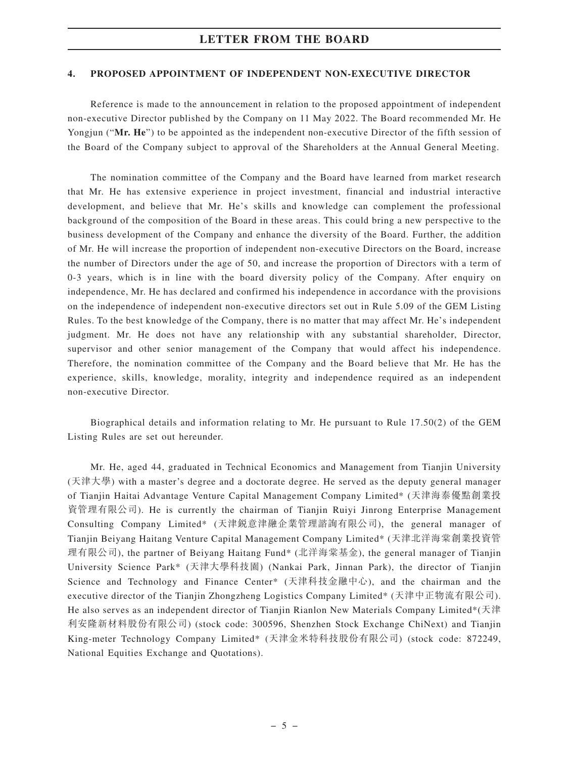## 4. PROPOSED APPOINTMENT OF INDEPENDENT NON-EXECUTIVE DIRECTOR

Reference is made to the announcement in relation to the proposed appointment of independent non-executive Director published by the Company on 11 May 2022. The Board recommended Mr. He Yongjun ("**Mr. He**") to be appointed as the independent non-executive Director of the fifth session of the Board of the Company subject to approval of the Shareholders at the Annual General Meeting.

The nomination committee of the Company and the Board have learned from market research that Mr. He has extensive experience in project investment, financial and industrial interactive development, and believe that Mr. He's skills and knowledge can complement the professional background of the composition of the Board in these areas. This could bring a new perspective to the business development of the Company and enhance the diversity of the Board. Further, the addition of Mr. He will increase the proportion of independent non-executive Directors on the Board, increase the number of Directors under the age of 50, and increase the proportion of Directors with a term of 0-3 years, which is in line with the board diversity policy of the Company. After enquiry on independence, Mr. He has declared and confirmed his independence in accordance with the provisions on the independence of independent non-executive directors set out in Rule 5.09 of the GEM Listing Rules. To the best knowledge of the Company, there is no matter that may affect Mr. He's independent judgment. Mr. He does not have any relationship with any substantial shareholder, Director, supervisor and other senior management of the Company that would affect his independence. Therefore, the nomination committee of the Company and the Board believe that Mr. He has the experience, skills, knowledge, morality, integrity and independence required as an independent non-executive Director.

Biographical details and information relating to Mr. He pursuant to Rule 17.50(2) of the GEM Listing Rules are set out hereunder.

Mr. He, aged 44, graduated in Technical Economics and Management from Tianjin University (天津大學) with a master's degree and a doctorate degree. He served as the deputy general manager of Tianjin Haitai Advantage Venture Capital Management Company Limited* (天津海泰優點創業投資管理有限公司). He is currently the chairman of Tianjin Ruiyi Jinrong Enterprise Management Consulting Company Limited* (天津銳意津融企業管理諮詢有限公司), the general manager of Tianjin Beiyang Haitang Venture Capital Management Company Limited* (天津北洋海棠創業投資管理有限公司), the partner of Beiyang Haitang Fund* (北洋海棠基金), the general manager of Tianjin University Science Park* (天津大學科技園) (Nankai Park, Jinnan Park), the director of Tianjin Science and Technology and Finance Center* (天津科技金融中心), and the chairman and the executive director of the Tianjin Zhongzheng Logistics Company Limited* (天津中正物流有限公司). He also serves as an independent director of Tianjin Rianlon New Materials Company Limited*(天津利安隆新材料股份有限公司) (stock code: 300596, Shenzhen Stock Exchange ChiNext) and Tianjin King-meter Technology Company Limited* (天津金米特科技股份有限公司) (stock code: 872249, National Equities Exchange and Quotations).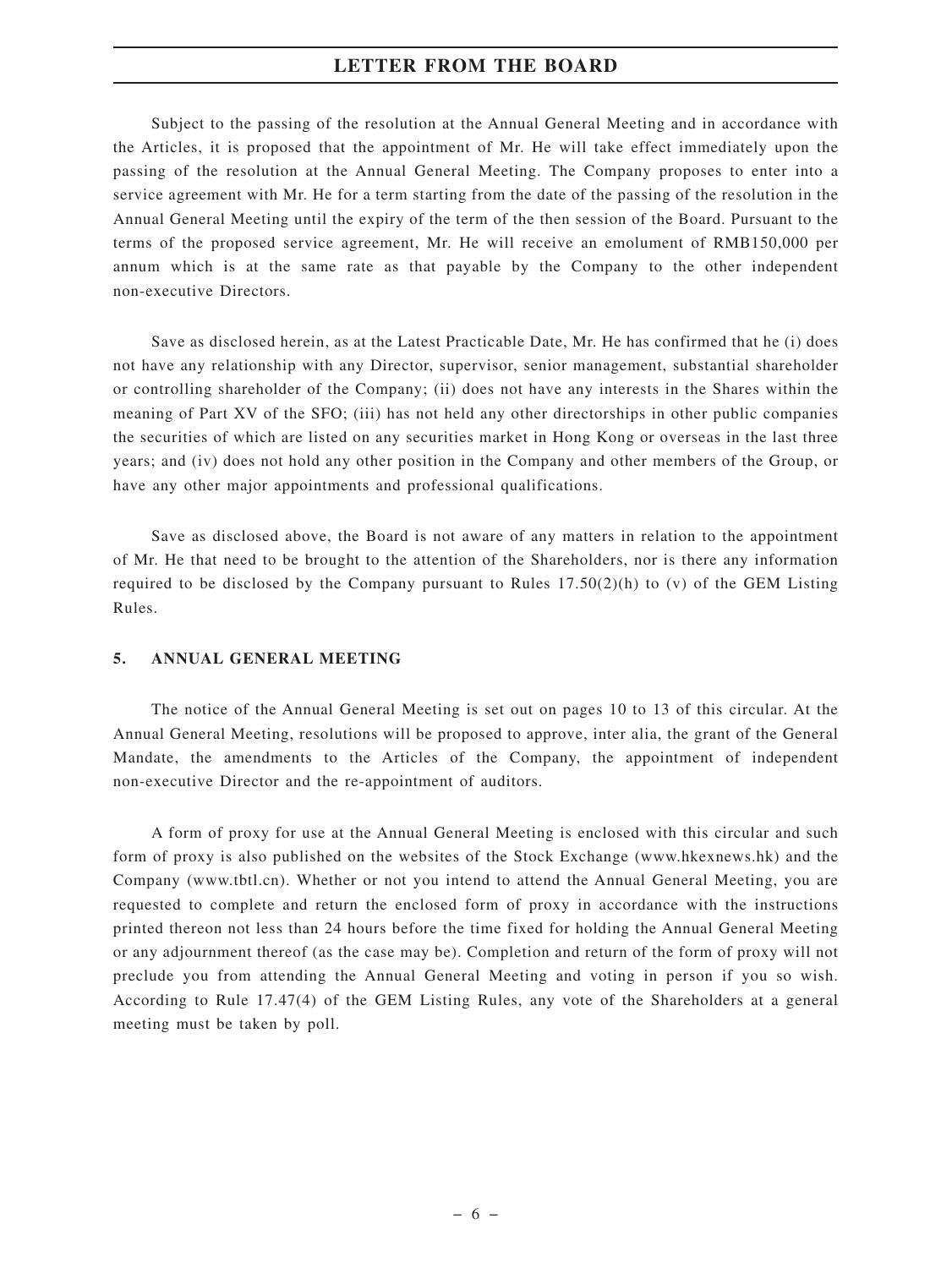Subject to the passing of the resolution at the Annual General Meeting and in accordance with the Articles, it is proposed that the appointment of Mr. He will take effect immediately upon the passing of the resolution at the Annual General Meeting. The Company proposes to enter into a service agreement with Mr. He for a term starting from the date of the passing of the resolution in the Annual General Meeting until the expiry of the term of the then session of the Board. Pursuant to the terms of the proposed service agreement, Mr. He will receive an emolument of RMB150,000 per annum which is at the same rate as that payable by the Company to the other independent non-executive Directors.

Save as disclosed herein, as at the Latest Practicable Date, Mr. He has confirmed that he (i) does not have any relationship with any Director, supervisor, senior management, substantial shareholder or controlling shareholder of the Company; (ii) does not have any interests in the Shares within the meaning of Part XV of the SFO; (iii) has not held any other directorships in other public companies the securities of which are listed on any securities market in Hong Kong or overseas in the last three years; and (iv) does not hold any other position in the Company and other members of the Group, or have any other major appointments and professional qualifications.

Save as disclosed above, the Board is not aware of any matters in relation to the appointment of Mr. He that need to be brought to the attention of the Shareholders, nor is there any information required to be disclosed by the Company pursuant to Rules 17.50(2)(h) to (v) of the GEM Listing Rules.

## 5. ANNUAL GENERAL MEETING

The notice of the Annual General Meeting is set out on pages 10 to 13 of this circular. At the Annual General Meeting, resolutions will be proposed to approve, inter alia, the grant of the General Mandate, the amendments to the Articles of the Company, the appointment of independent non-executive Director and the re-appointment of auditors.

A form of proxy for use at the Annual General Meeting is enclosed with this circular and such form of proxy is also published on the websites of the Stock Exchange (www.hkexnews.hk) and the Company (www.tbtl.cn). Whether or not you intend to attend the Annual General Meeting, you are requested to complete and return the enclosed form of proxy in accordance with the instructions printed thereon not less than 24 hours before the time fixed for holding the Annual General Meeting or any adjournment thereof (as the case may be). Completion and return of the form of proxy will not preclude you from attending the Annual General Meeting and voting in person if you so wish. According to Rule 17.47(4) of the GEM Listing Rules, any vote of the Shareholders at a general meeting must be taken by poll.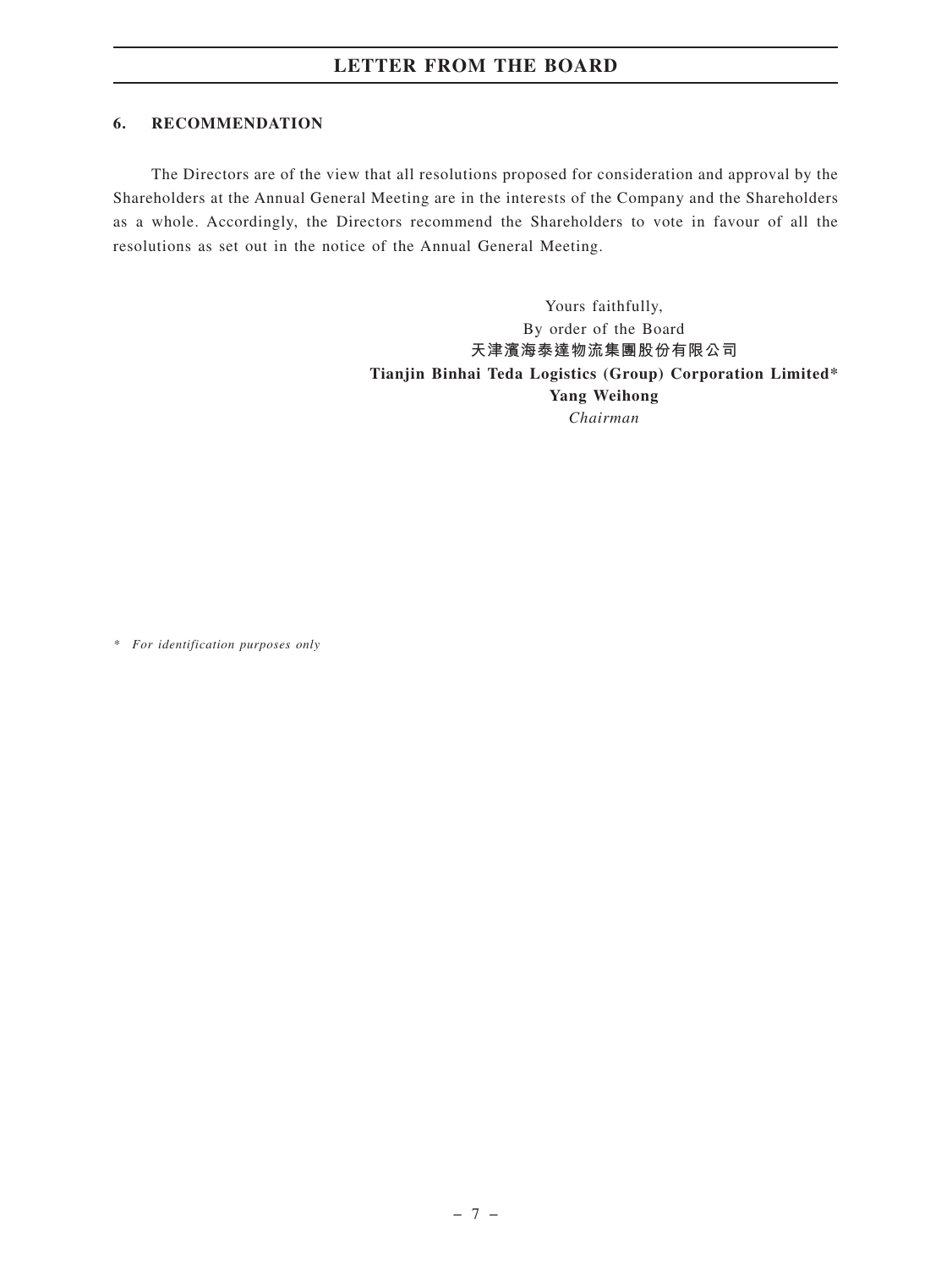## 6. RECOMMENDATION

The Directors are of the view that all resolutions proposed for consideration and approval by the Shareholders at the Annual General Meeting are in the interests of the Company and the Shareholders as a whole. Accordingly, the Directors recommend the Shareholders to vote in favour of all the resolutions as set out in the notice of the Annual General Meeting.

Yours faithfully,
By order of the Board
**天津濱海泰達物流集團股份有限公司**
**Tianjin Binhai Teda Logistics (Group) Corporation Limited***
**Yang Weihong**
*Chairman*

* *For identification purposes only*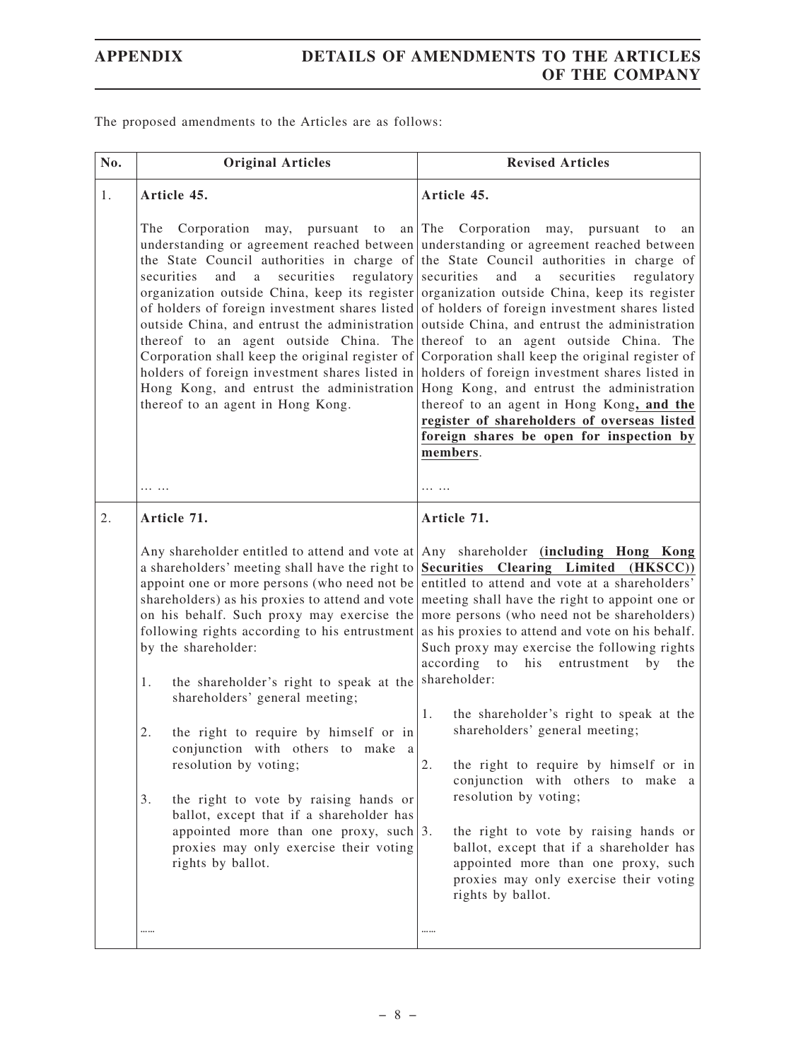The proposed amendments to the Articles are as follows:

| No. | Original Articles | Revised Articles |
|---|---|---|
| 1. | **Article 45.**<br><br>The Corporation may, pursuant to an understanding or agreement reached between the State Council authorities in charge of securities and a securities regulatory organization outside China, keep its register of holders of foreign investment shares listed outside China, and entrust the administration thereof to an agent outside China. The Corporation shall keep the original register of holders of foreign investment shares listed in Hong Kong, and entrust the administration thereof to an agent in Hong Kong.<br><br>… … | **Article 45.**<br><br>The Corporation may, pursuant to an understanding or agreement reached between the State Council authorities in charge of securities and a securities regulatory organization outside China, keep its register of holders of foreign investment shares listed outside China, and entrust the administration thereof to an agent outside China. The Corporation shall keep the original register of holders of foreign investment shares listed in Hong Kong, and entrust the administration thereof to an agent in Hong Kong**, and the register of shareholders of overseas listed foreign shares be open for inspection by members**.<br><br>… … |
| 2. | **Article 71.**<br><br>Any shareholder entitled to attend and vote at a shareholders' meeting shall have the right to appoint one or more persons (who need not be shareholders) as his proxies to attend and vote on his behalf. Such proxy may exercise the following rights according to his entrustment by the shareholder:<br><br>1. the shareholder's right to speak at the shareholders' general meeting;<br><br>2. the right to require by himself or in conjunction with others to make a resolution by voting;<br><br>3. the right to vote by raising hands or ballot, except that if a shareholder has appointed more than one proxy, such proxies may only exercise their voting rights by ballot.<br><br>…… | **Article 71.**<br><br>Any shareholder **(including Hong Kong Securities Clearing Limited (HKSCC))** entitled to attend and vote at a shareholders' meeting shall have the right to appoint one or more persons (who need not be shareholders) as his proxies to attend and vote on his behalf. Such proxy may exercise the following rights according to his entrustment by the shareholder:<br><br>1. the shareholder's right to speak at the shareholders' general meeting;<br><br>2. the right to require by himself or in conjunction with others to make a resolution by voting;<br><br>3. the right to vote by raising hands or ballot, except that if a shareholder has appointed more than one proxy, such proxies may only exercise their voting rights by ballot.<br><br>…… |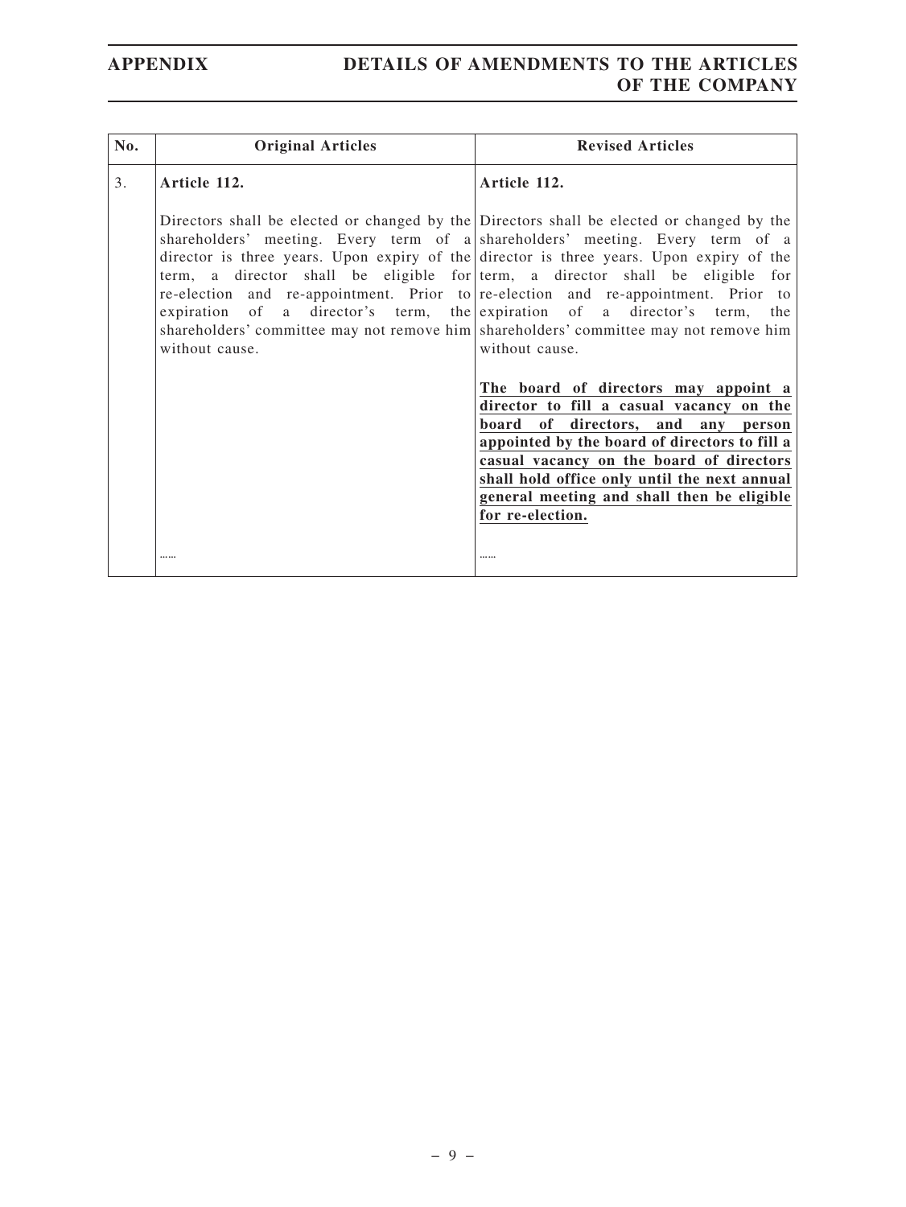| No. | Original Articles | Revised Articles |
|---|---|---|
| 3. | **Article 112.**<br><br>Directors shall be elected or changed by the shareholders' meeting. Every term of a director is three years. Upon expiry of the term, a director shall be eligible for re-election and re-appointment. Prior to expiration of a director's term, the shareholders' committee may not remove him without cause.<br><br>…… | **Article 112.**<br><br>Directors shall be elected or changed by the shareholders' meeting. Every term of a director is three years. Upon expiry of the term, a director shall be eligible for re-election and re-appointment. Prior to expiration of a director's term, the shareholders' committee may not remove him without cause.<br><br>**The board of directors may appoint a director to fill a casual vacancy on the board of directors, and any person appointed by the board of directors to fill a casual vacancy on the board of directors shall hold office only until the next annual general meeting and shall then be eligible for re-election.**<br><br>…… |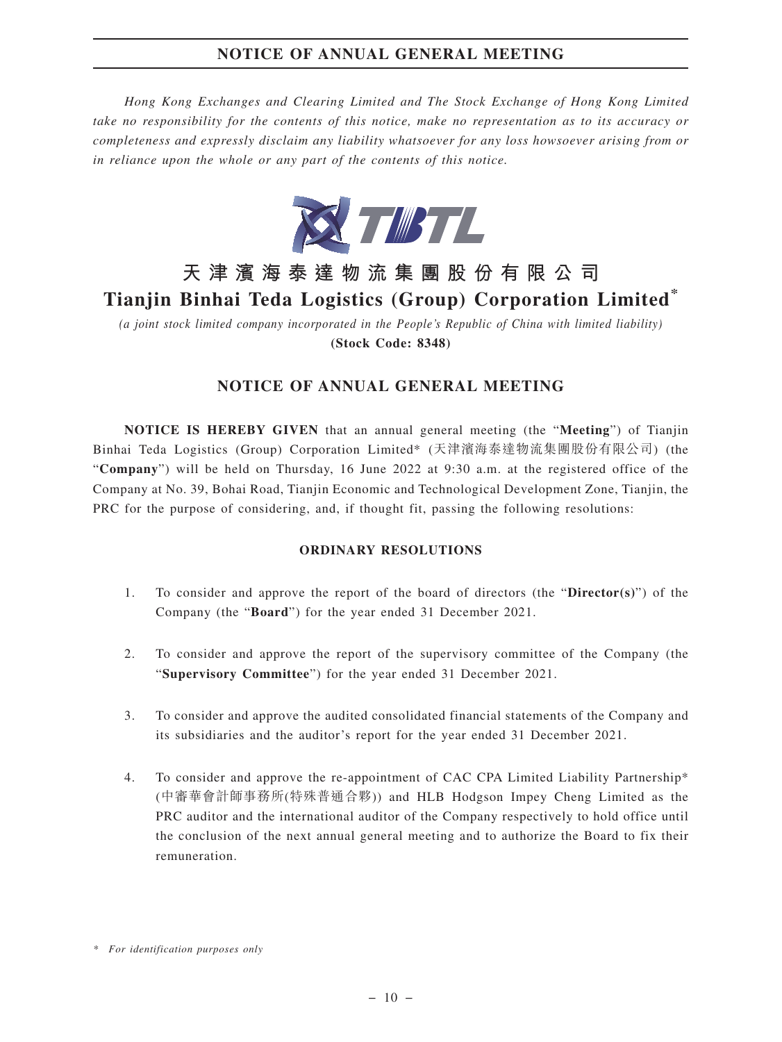*Hong Kong Exchanges and Clearing Limited and The Stock Exchange of Hong Kong Limited take no responsibility for the contents of this notice, make no representation as to its accuracy or completeness and expressly disclaim any liability whatsoever for any loss howsoever arising from or in reliance upon the whole or any part of the contents of this notice.*

# 天津濱海泰達物流集團股份有限公司
# Tianjin Binhai Teda Logistics (Group) Corporation Limited*

*(a joint stock limited company incorporated in the People's Republic of China with limited liability)*

**(Stock Code: 8348)**

## NOTICE OF ANNUAL GENERAL MEETING

**NOTICE IS HEREBY GIVEN** that an annual general meeting (the "**Meeting**") of Tianjin Binhai Teda Logistics (Group) Corporation Limited* (天津濱海泰達物流集團股份有限公司) (the "**Company**") will be held on Thursday, 16 June 2022 at 9:30 a.m. at the registered office of the Company at No. 39, Bohai Road, Tianjin Economic and Technological Development Zone, Tianjin, the PRC for the purpose of considering, and, if thought fit, passing the following resolutions:

**ORDINARY RESOLUTIONS**

1. To consider and approve the report of the board of directors (the "**Director(s)**") of the Company (the "**Board**") for the year ended 31 December 2021.

2. To consider and approve the report of the supervisory committee of the Company (the "**Supervisory Committee**") for the year ended 31 December 2021.

3. To consider and approve the audited consolidated financial statements of the Company and its subsidiaries and the auditor's report for the year ended 31 December 2021.

4. To consider and approve the re-appointment of CAC CPA Limited Liability Partnership* (中審華會計師事務所(特殊普通合夥)) and HLB Hodgson Impey Cheng Limited as the PRC auditor and the international auditor of the Company respectively to hold office until the conclusion of the next annual general meeting and to authorize the Board to fix their remuneration.

\* *For identification purposes only*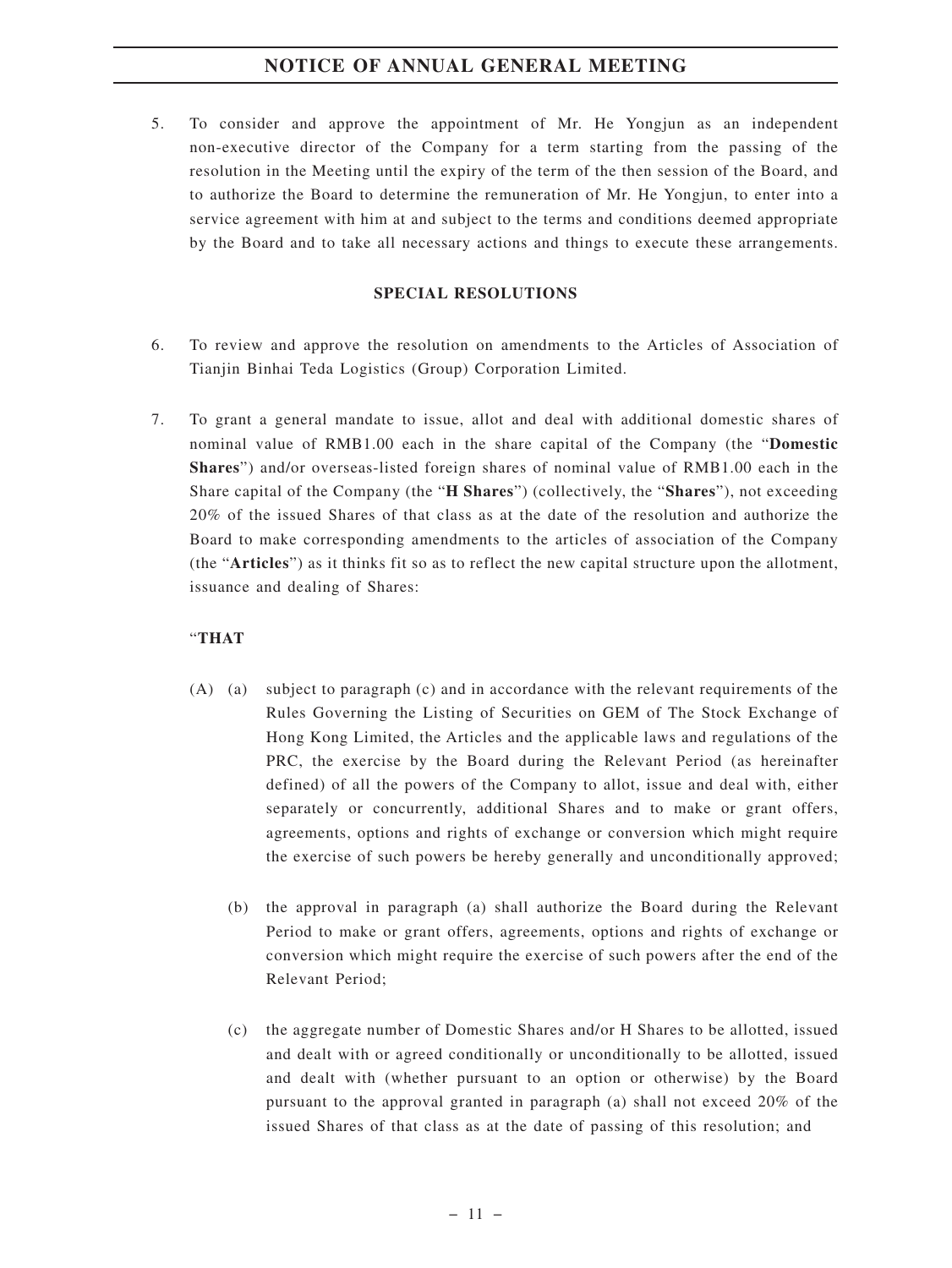5. To consider and approve the appointment of Mr. He Yongjun as an independent non-executive director of the Company for a term starting from the passing of the resolution in the Meeting until the expiry of the term of the then session of the Board, and to authorize the Board to determine the remuneration of Mr. He Yongjun, to enter into a service agreement with him at and subject to the terms and conditions deemed appropriate by the Board and to take all necessary actions and things to execute these arrangements.

**SPECIAL RESOLUTIONS**

6. To review and approve the resolution on amendments to the Articles of Association of Tianjin Binhai Teda Logistics (Group) Corporation Limited.

7. To grant a general mandate to issue, allot and deal with additional domestic shares of nominal value of RMB1.00 each in the share capital of the Company (the "**Domestic Shares**") and/or overseas-listed foreign shares of nominal value of RMB1.00 each in the Share capital of the Company (the "**H Shares**") (collectively, the "**Shares**"), not exceeding 20% of the issued Shares of that class as at the date of the resolution and authorize the Board to make corresponding amendments to the articles of association of the Company (the "**Articles**") as it thinks fit so as to reflect the new capital structure upon the allotment, issuance and dealing of Shares:

"**THAT**

(A) (a) subject to paragraph (c) and in accordance with the relevant requirements of the Rules Governing the Listing of Securities on GEM of The Stock Exchange of Hong Kong Limited, the Articles and the applicable laws and regulations of the PRC, the exercise by the Board during the Relevant Period (as hereinafter defined) of all the powers of the Company to allot, issue and deal with, either separately or concurrently, additional Shares and to make or grant offers, agreements, options and rights of exchange or conversion which might require the exercise of such powers be hereby generally and unconditionally approved;

(b) the approval in paragraph (a) shall authorize the Board during the Relevant Period to make or grant offers, agreements, options and rights of exchange or conversion which might require the exercise of such powers after the end of the Relevant Period;

(c) the aggregate number of Domestic Shares and/or H Shares to be allotted, issued and dealt with or agreed conditionally or unconditionally to be allotted, issued and dealt with (whether pursuant to an option or otherwise) by the Board pursuant to the approval granted in paragraph (a) shall not exceed 20% of the issued Shares of that class as at the date of passing of this resolution; and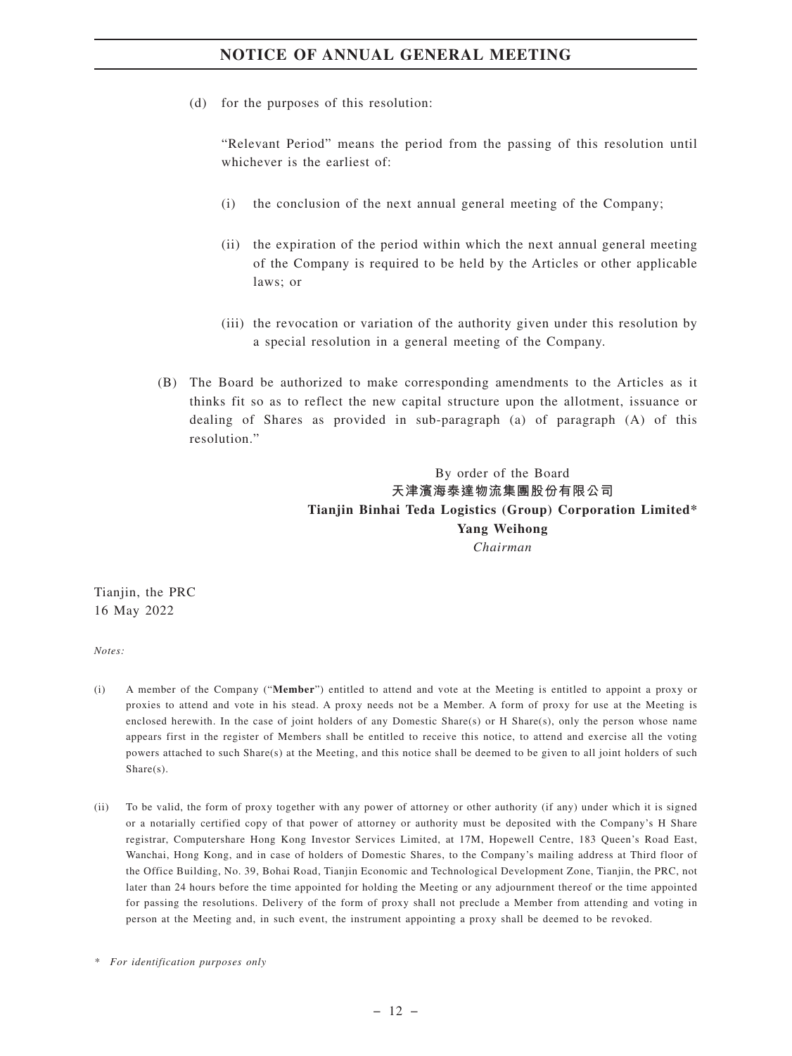(d) for the purposes of this resolution:

"Relevant Period" means the period from the passing of this resolution until whichever is the earliest of:

(i) the conclusion of the next annual general meeting of the Company;

(ii) the expiration of the period within which the next annual general meeting of the Company is required to be held by the Articles or other applicable laws; or

(iii) the revocation or variation of the authority given under this resolution by a special resolution in a general meeting of the Company.

(B) The Board be authorized to make corresponding amendments to the Articles as it thinks fit so as to reflect the new capital structure upon the allotment, issuance or dealing of Shares as provided in sub-paragraph (a) of paragraph (A) of this resolution."

By order of the Board
**天津濱海泰達物流集團股份有限公司**
**Tianjin Binhai Teda Logistics (Group) Corporation Limited***
**Yang Weihong**
*Chairman*

Tianjin, the PRC
16 May 2022

*Notes:*

(i) A member of the Company ("**Member**") entitled to attend and vote at the Meeting is entitled to appoint a proxy or proxies to attend and vote in his stead. A proxy needs not be a Member. A form of proxy for use at the Meeting is enclosed herewith. In the case of joint holders of any Domestic Share(s) or H Share(s), only the person whose name appears first in the register of Members shall be entitled to receive this notice, to attend and exercise all the voting powers attached to such Share(s) at the Meeting, and this notice shall be deemed to be given to all joint holders of such Share(s).

(ii) To be valid, the form of proxy together with any power of attorney or other authority (if any) under which it is signed or a notarially certified copy of that power of attorney or authority must be deposited with the Company's H Share registrar, Computershare Hong Kong Investor Services Limited, at 17M, Hopewell Centre, 183 Queen's Road East, Wanchai, Hong Kong, and in case of holders of Domestic Shares, to the Company's mailing address at Third floor of the Office Building, No. 39, Bohai Road, Tianjin Economic and Technological Development Zone, Tianjin, the PRC, not later than 24 hours before the time appointed for holding the Meeting or any adjournment thereof or the time appointed for passing the resolutions. Delivery of the form of proxy shall not preclude a Member from attending and voting in person at the Meeting and, in such event, the instrument appointing a proxy shall be deemed to be revoked.

\* *For identification purposes only*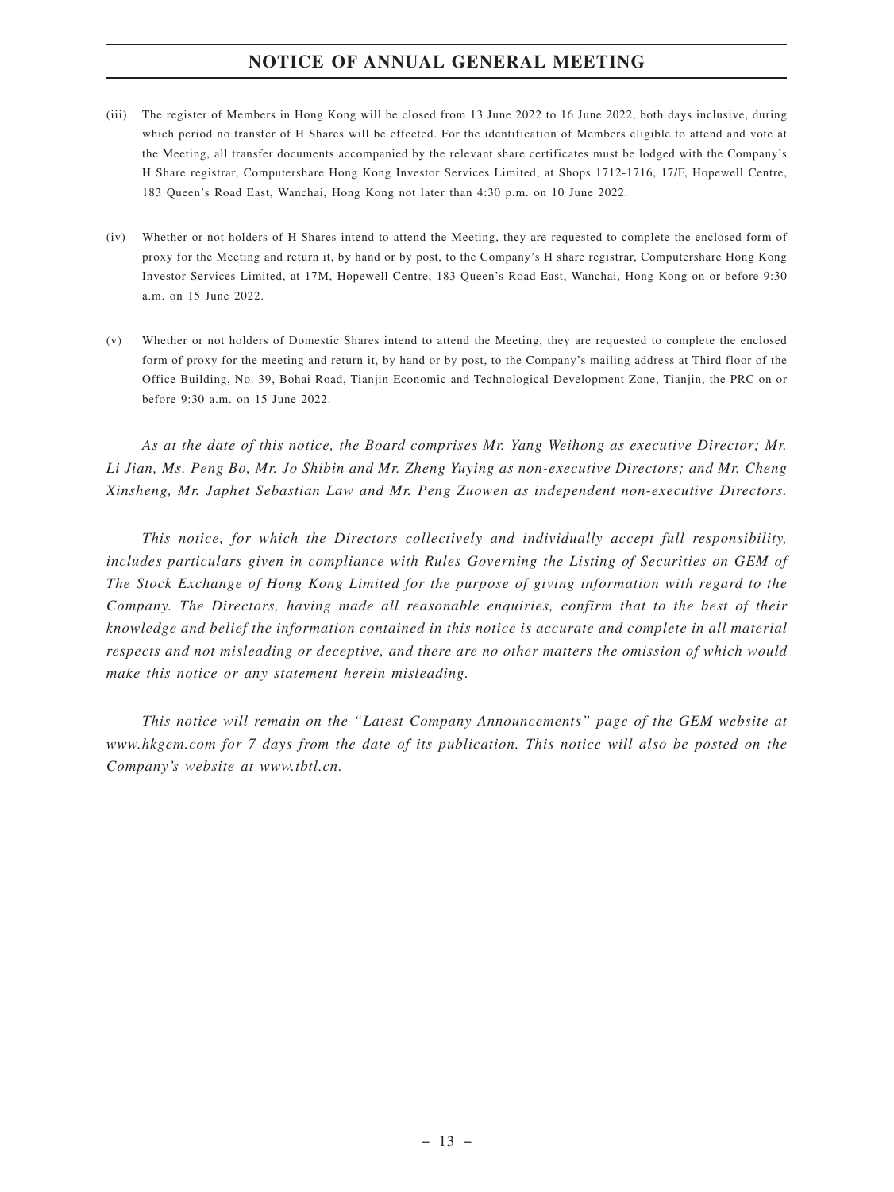(iii) The register of Members in Hong Kong will be closed from 13 June 2022 to 16 June 2022, both days inclusive, during which period no transfer of H Shares will be effected. For the identification of Members eligible to attend and vote at the Meeting, all transfer documents accompanied by the relevant share certificates must be lodged with the Company's H Share registrar, Computershare Hong Kong Investor Services Limited, at Shops 1712-1716, 17/F, Hopewell Centre, 183 Queen's Road East, Wanchai, Hong Kong not later than 4:30 p.m. on 10 June 2022.

(iv) Whether or not holders of H Shares intend to attend the Meeting, they are requested to complete the enclosed form of proxy for the Meeting and return it, by hand or by post, to the Company's H share registrar, Computershare Hong Kong Investor Services Limited, at 17M, Hopewell Centre, 183 Queen's Road East, Wanchai, Hong Kong on or before 9:30 a.m. on 15 June 2022.

(v) Whether or not holders of Domestic Shares intend to attend the Meeting, they are requested to complete the enclosed form of proxy for the meeting and return it, by hand or by post, to the Company's mailing address at Third floor of the Office Building, No. 39, Bohai Road, Tianjin Economic and Technological Development Zone, Tianjin, the PRC on or before 9:30 a.m. on 15 June 2022.

*As at the date of this notice, the Board comprises Mr. Yang Weihong as executive Director; Mr. Li Jian, Ms. Peng Bo, Mr. Jo Shibin and Mr. Zheng Yuying as non-executive Directors; and Mr. Cheng Xinsheng, Mr. Japhet Sebastian Law and Mr. Peng Zuowen as independent non-executive Directors.*

*This notice, for which the Directors collectively and individually accept full responsibility, includes particulars given in compliance with Rules Governing the Listing of Securities on GEM of The Stock Exchange of Hong Kong Limited for the purpose of giving information with regard to the Company. The Directors, having made all reasonable enquiries, confirm that to the best of their knowledge and belief the information contained in this notice is accurate and complete in all material respects and not misleading or deceptive, and there are no other matters the omission of which would make this notice or any statement herein misleading.*

*This notice will remain on the "Latest Company Announcements" page of the GEM website at www.hkgem.com for 7 days from the date of its publication. This notice will also be posted on the Company's website at www.tbtl.cn.*